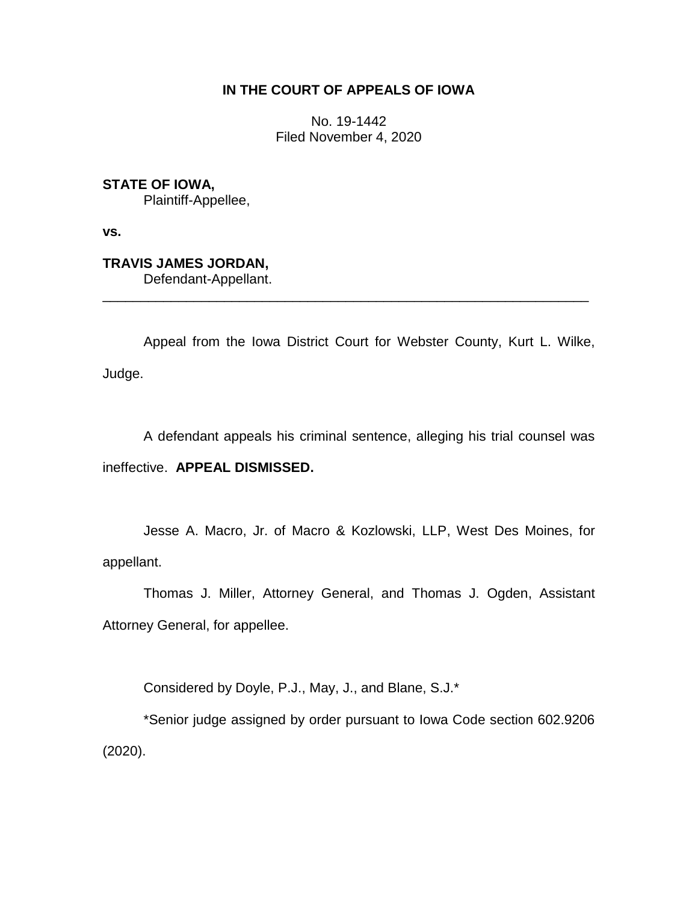**IN THE COURT OF APPEALS OF IOWA**

No. 19-1442
Filed November 4, 2020

**STATE OF IOWA,**
Plaintiff-Appellee,

**vs.**

**TRAVIS JAMES JORDAN,**
Defendant-Appellant.

---

Appeal from the Iowa District Court for Webster County, Kurt L. Wilke, Judge.

A defendant appeals his criminal sentence, alleging his trial counsel was ineffective. **APPEAL DISMISSED.**

Jesse A. Macro, Jr. of Macro & Kozlowski, LLP, West Des Moines, for appellant.

Thomas J. Miller, Attorney General, and Thomas J. Ogden, Assistant Attorney General, for appellee.

Considered by Doyle, P.J., May, J., and Blane, S.J.*

*Senior judge assigned by order pursuant to Iowa Code section 602.9206 (2020).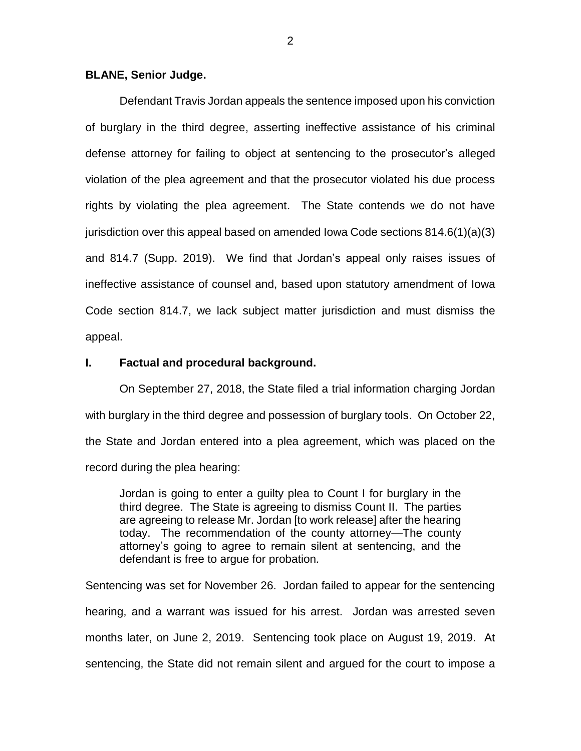**BLANE, Senior Judge.**

Defendant Travis Jordan appeals the sentence imposed upon his conviction of burglary in the third degree, asserting ineffective assistance of his criminal defense attorney for failing to object at sentencing to the prosecutor's alleged violation of the plea agreement and that the prosecutor violated his due process rights by violating the plea agreement. The State contends we do not have jurisdiction over this appeal based on amended Iowa Code sections 814.6(1)(a)(3) and 814.7 (Supp. 2019). We find that Jordan's appeal only raises issues of ineffective assistance of counsel and, based upon statutory amendment of Iowa Code section 814.7, we lack subject matter jurisdiction and must dismiss the appeal.

## I. Factual and procedural background.

On September 27, 2018, the State filed a trial information charging Jordan with burglary in the third degree and possession of burglary tools. On October 22, the State and Jordan entered into a plea agreement, which was placed on the record during the plea hearing:

> Jordan is going to enter a guilty plea to Count I for burglary in the third degree. The State is agreeing to dismiss Count II. The parties are agreeing to release Mr. Jordan [to work release] after the hearing today. The recommendation of the county attorney—The county attorney's going to agree to remain silent at sentencing, and the defendant is free to argue for probation.

Sentencing was set for November 26. Jordan failed to appear for the sentencing hearing, and a warrant was issued for his arrest. Jordan was arrested seven months later, on June 2, 2019. Sentencing took place on August 19, 2019. At sentencing, the State did not remain silent and argued for the court to impose a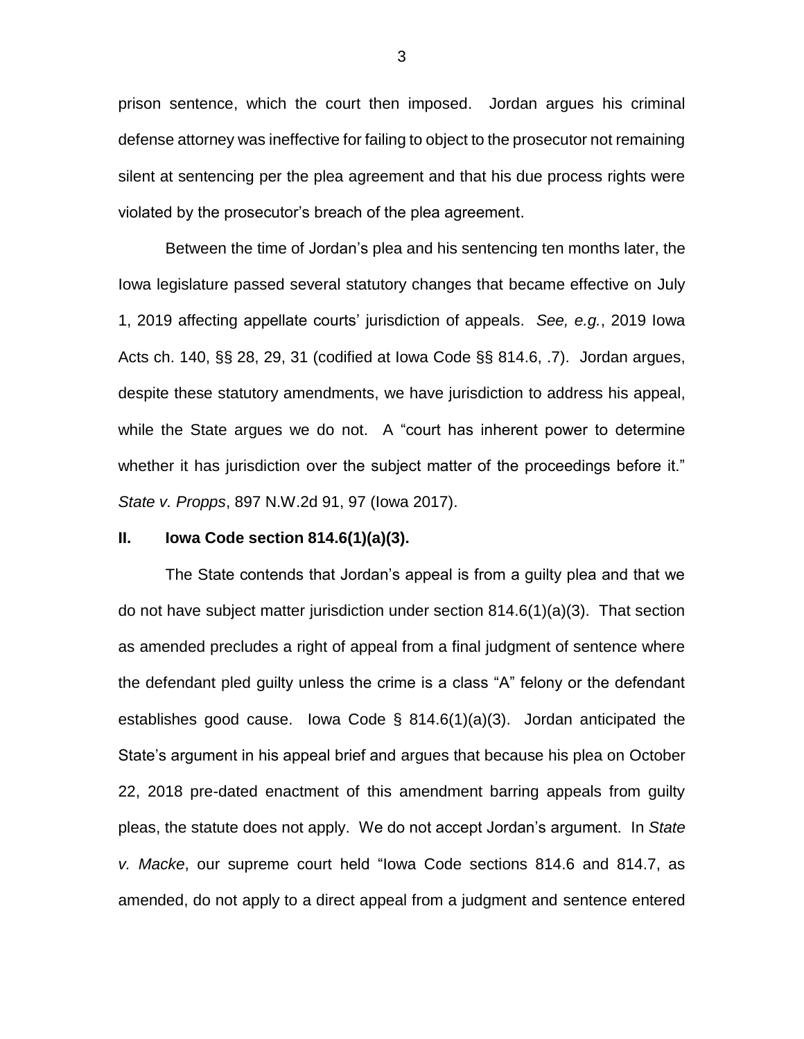prison sentence, which the court then imposed. Jordan argues his criminal defense attorney was ineffective for failing to object to the prosecutor not remaining silent at sentencing per the plea agreement and that his due process rights were violated by the prosecutor's breach of the plea agreement.

Between the time of Jordan's plea and his sentencing ten months later, the Iowa legislature passed several statutory changes that became effective on July 1, 2019 affecting appellate courts' jurisdiction of appeals. *See, e.g.*, 2019 Iowa Acts ch. 140, §§ 28, 29, 31 (codified at Iowa Code §§ 814.6, .7). Jordan argues, despite these statutory amendments, we have jurisdiction to address his appeal, while the State argues we do not. A "court has inherent power to determine whether it has jurisdiction over the subject matter of the proceedings before it." *State v. Propps*, 897 N.W.2d 91, 97 (Iowa 2017).

## II. Iowa Code section 814.6(1)(a)(3).

The State contends that Jordan's appeal is from a guilty plea and that we do not have subject matter jurisdiction under section 814.6(1)(a)(3). That section as amended precludes a right of appeal from a final judgment of sentence where the defendant pled guilty unless the crime is a class "A" felony or the defendant establishes good cause. Iowa Code § 814.6(1)(a)(3). Jordan anticipated the State's argument in his appeal brief and argues that because his plea on October 22, 2018 pre-dated enactment of this amendment barring appeals from guilty pleas, the statute does not apply. We do not accept Jordan's argument. In *State v. Macke*, our supreme court held "Iowa Code sections 814.6 and 814.7, as amended, do not apply to a direct appeal from a judgment and sentence entered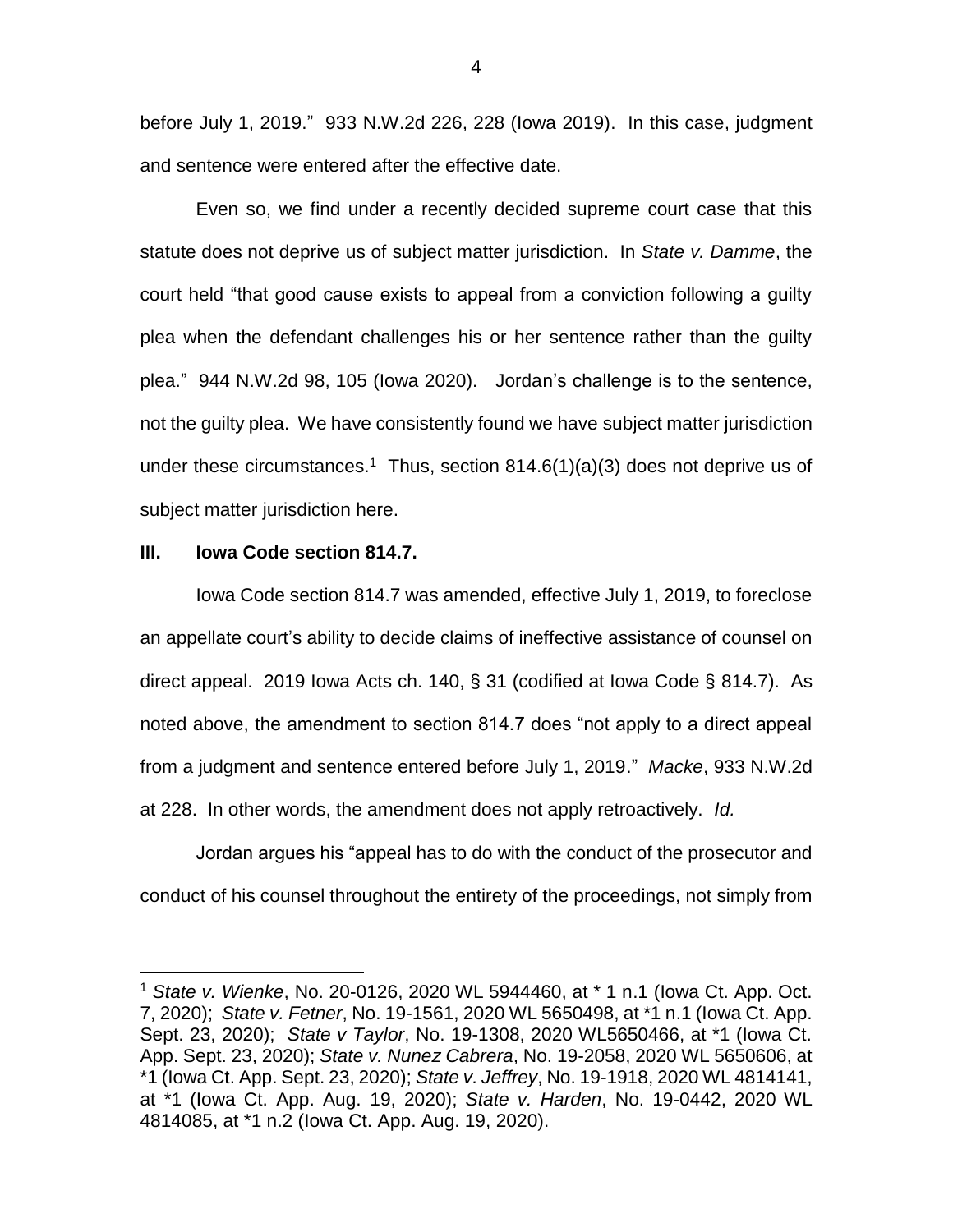before July 1, 2019." 933 N.W.2d 226, 228 (Iowa 2019). In this case, judgment and sentence were entered after the effective date.

Even so, we find under a recently decided supreme court case that this statute does not deprive us of subject matter jurisdiction. In *State v. Damme*, the court held "that good cause exists to appeal from a conviction following a guilty plea when the defendant challenges his or her sentence rather than the guilty plea." 944 N.W.2d 98, 105 (Iowa 2020). Jordan's challenge is to the sentence, not the guilty plea. We have consistently found we have subject matter jurisdiction under these circumstances.[1] Thus, section 814.6(1)(a)(3) does not deprive us of subject matter jurisdiction here.

## III. Iowa Code section 814.7.

Iowa Code section 814.7 was amended, effective July 1, 2019, to foreclose an appellate court's ability to decide claims of ineffective assistance of counsel on direct appeal. 2019 Iowa Acts ch. 140, § 31 (codified at Iowa Code § 814.7). As noted above, the amendment to section 814.7 does "not apply to a direct appeal from a judgment and sentence entered before July 1, 2019." *Macke*, 933 N.W.2d at 228. In other words, the amendment does not apply retroactively. *Id.*

Jordan argues his "appeal has to do with the conduct of the prosecutor and conduct of his counsel throughout the entirety of the proceedings, not simply from

---

[1] *State v. Wienke*, No. 20-0126, 2020 WL 5944460, at * 1 n.1 (Iowa Ct. App. Oct. 7, 2020); *State v. Fetner*, No. 19-1561, 2020 WL 5650498, at *1 n.1 (Iowa Ct. App. Sept. 23, 2020); *State v Taylor*, No. 19-1308, 2020 WL5650466, at *1 (Iowa Ct. App. Sept. 23, 2020); *State v. Nunez Cabrera*, No. 19-2058, 2020 WL 5650606, at *1 (Iowa Ct. App. Sept. 23, 2020); *State v. Jeffrey*, No. 19-1918, 2020 WL 4814141, at *1 (Iowa Ct. App. Aug. 19, 2020); *State v. Harden*, No. 19-0442, 2020 WL 4814085, at *1 n.2 (Iowa Ct. App. Aug. 19, 2020).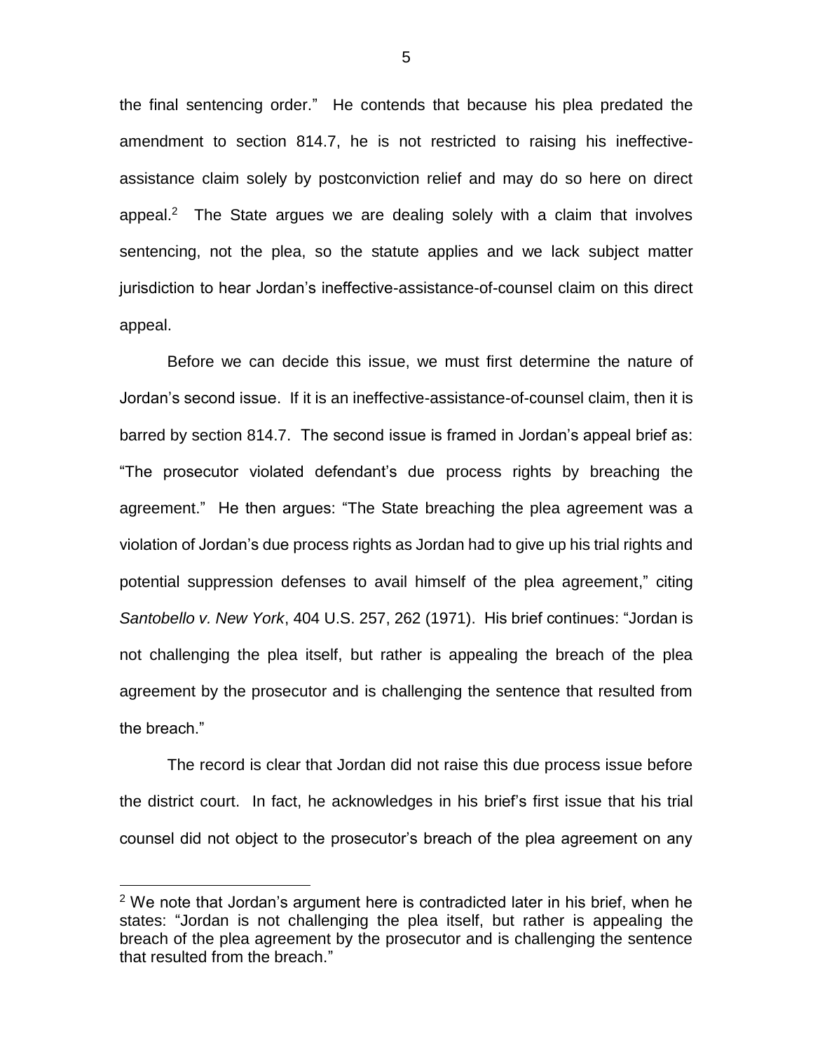the final sentencing order." He contends that because his plea predated the amendment to section 814.7, he is not restricted to raising his ineffective-assistance claim solely by postconviction relief and may do so here on direct appeal.[2] The State argues we are dealing solely with a claim that involves sentencing, not the plea, so the statute applies and we lack subject matter jurisdiction to hear Jordan's ineffective-assistance-of-counsel claim on this direct appeal.

Before we can decide this issue, we must first determine the nature of Jordan's second issue. If it is an ineffective-assistance-of-counsel claim, then it is barred by section 814.7. The second issue is framed in Jordan's appeal brief as: "The prosecutor violated defendant's due process rights by breaching the agreement." He then argues: "The State breaching the plea agreement was a violation of Jordan's due process rights as Jordan had to give up his trial rights and potential suppression defenses to avail himself of the plea agreement," citing *Santobello v. New York*, 404 U.S. 257, 262 (1971). His brief continues: "Jordan is not challenging the plea itself, but rather is appealing the breach of the plea agreement by the prosecutor and is challenging the sentence that resulted from the breach."

The record is clear that Jordan did not raise this due process issue before the district court. In fact, he acknowledges in his brief's first issue that his trial counsel did not object to the prosecutor's breach of the plea agreement on any

[2] We note that Jordan's argument here is contradicted later in his brief, when he states: "Jordan is not challenging the plea itself, but rather is appealing the breach of the plea agreement by the prosecutor and is challenging the sentence that resulted from the breach."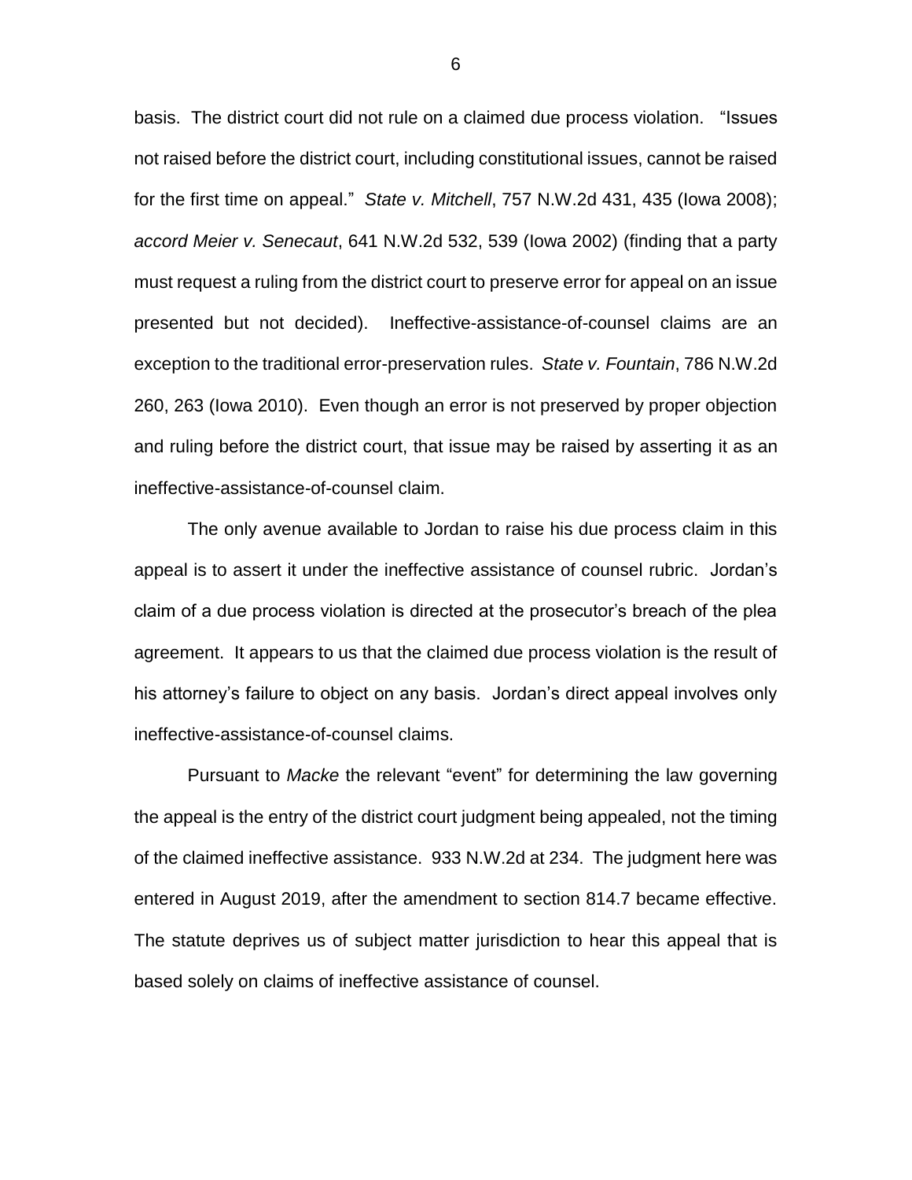basis. The district court did not rule on a claimed due process violation. "Issues not raised before the district court, including constitutional issues, cannot be raised for the first time on appeal." *State v. Mitchell*, 757 N.W.2d 431, 435 (Iowa 2008); *accord Meier v. Senecaut*, 641 N.W.2d 532, 539 (Iowa 2002) (finding that a party must request a ruling from the district court to preserve error for appeal on an issue presented but not decided). Ineffective-assistance-of-counsel claims are an exception to the traditional error-preservation rules. *State v. Fountain*, 786 N.W.2d 260, 263 (Iowa 2010). Even though an error is not preserved by proper objection and ruling before the district court, that issue may be raised by asserting it as an ineffective-assistance-of-counsel claim.

The only avenue available to Jordan to raise his due process claim in this appeal is to assert it under the ineffective assistance of counsel rubric. Jordan's claim of a due process violation is directed at the prosecutor's breach of the plea agreement. It appears to us that the claimed due process violation is the result of his attorney's failure to object on any basis. Jordan's direct appeal involves only ineffective-assistance-of-counsel claims.

Pursuant to *Macke* the relevant "event" for determining the law governing the appeal is the entry of the district court judgment being appealed, not the timing of the claimed ineffective assistance. 933 N.W.2d at 234. The judgment here was entered in August 2019, after the amendment to section 814.7 became effective. The statute deprives us of subject matter jurisdiction to hear this appeal that is based solely on claims of ineffective assistance of counsel.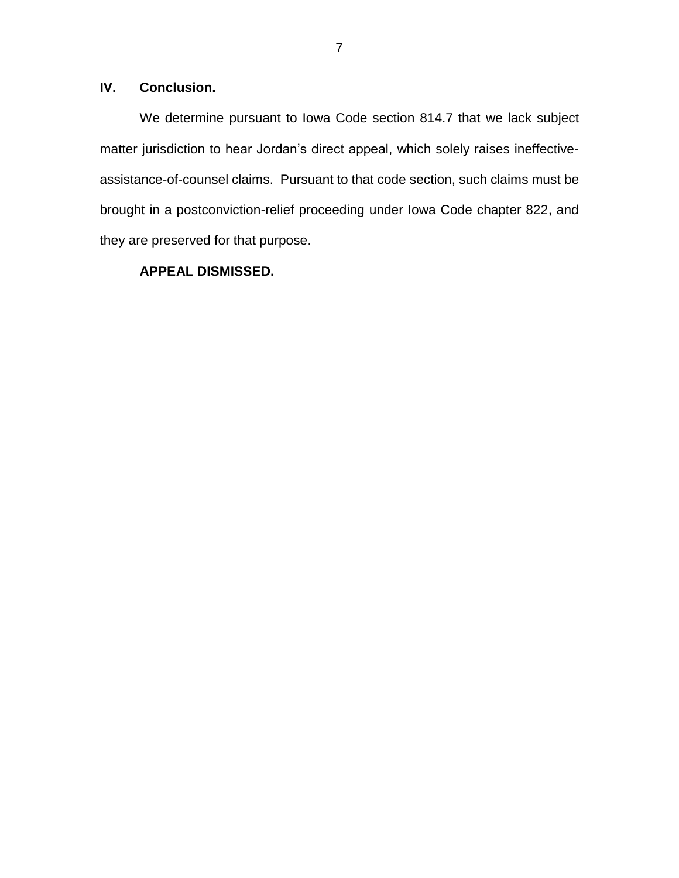## IV. Conclusion.

We determine pursuant to Iowa Code section 814.7 that we lack subject matter jurisdiction to hear Jordan's direct appeal, which solely raises ineffective-assistance-of-counsel claims. Pursuant to that code section, such claims must be brought in a postconviction-relief proceeding under Iowa Code chapter 822, and they are preserved for that purpose.

**APPEAL DISMISSED.**